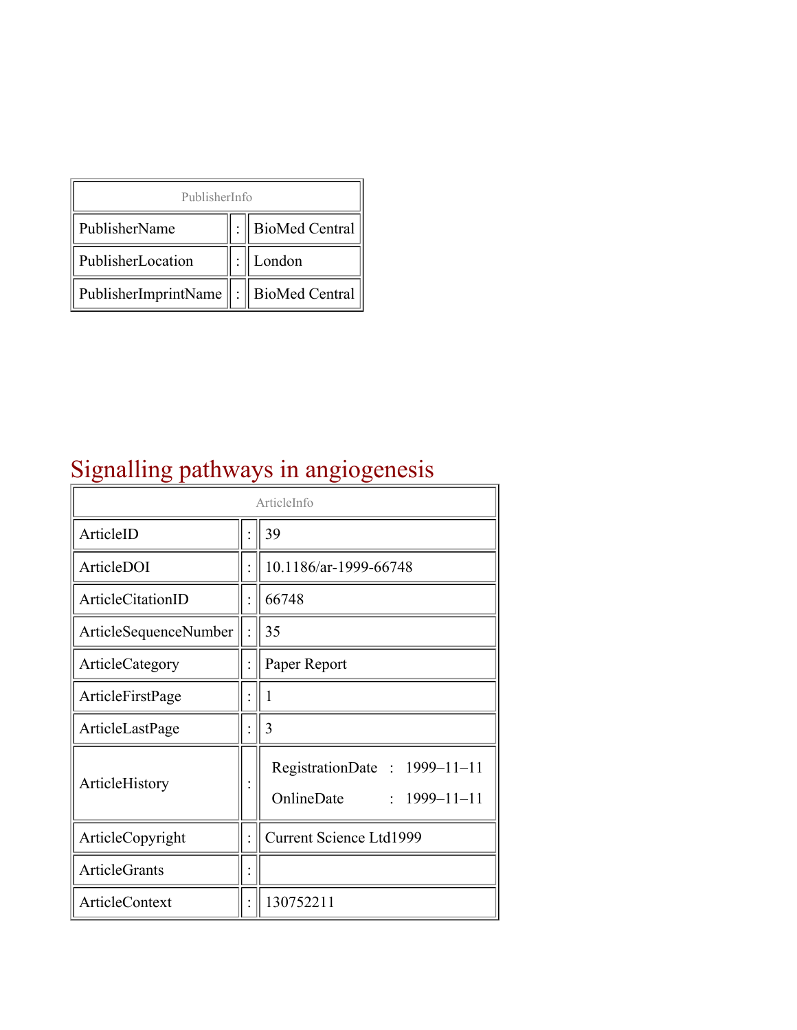| PublisherInfo | | |
|---|---|---|
| PublisherName | : | BioMed Central |
| PublisherLocation | : | London |
| PublisherImprintName | : | BioMed Central |

# Signalling pathways in angiogenesis

| ArticleInfo | | |
|---|---|---|
| ArticleID | : | 39 |
| ArticleDOI | : | 10.1186/ar-1999-66748 |
| ArticleCitationID | : | 66748 |
| ArticleSequenceNumber | : | 35 |
| ArticleCategory | : | Paper Report |
| ArticleFirstPage | : | 1 |
| ArticleLastPage | : | 3 |
| ArticleHistory | : | RegistrationDate : 1999–11–11<br>OnlineDate : 1999–11–11 |
| ArticleCopyright | : | Current Science Ltd1999 |
| ArticleGrants | : | |
| ArticleContext | : | 130752211 |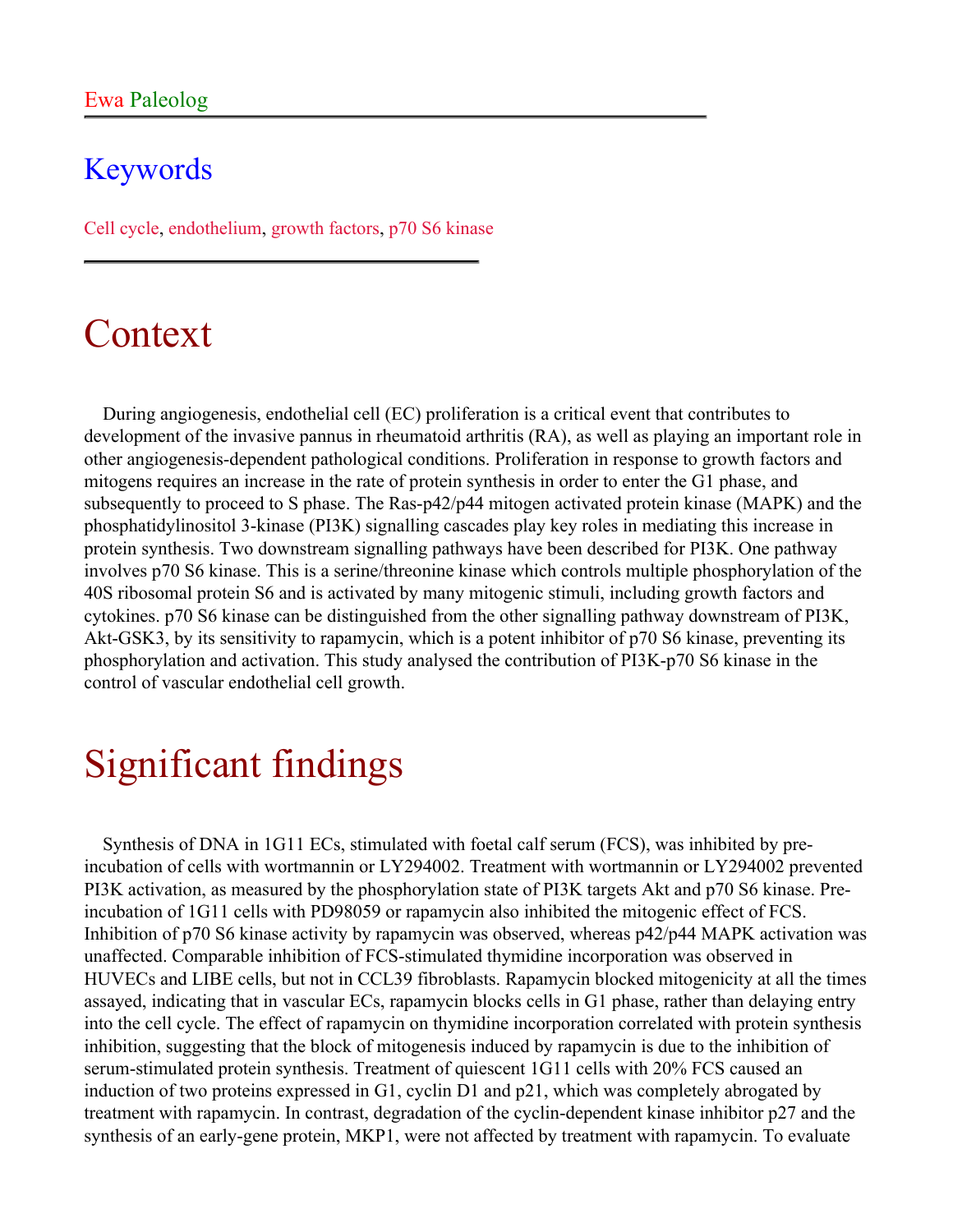Ewa Paleolog

## Keywords

Cell cycle, endothelium, growth factors, p70 S6 kinase

# Context

During angiogenesis, endothelial cell (EC) proliferation is a critical event that contributes to development of the invasive pannus in rheumatoid arthritis (RA), as well as playing an important role in other angiogenesis-dependent pathological conditions. Proliferation in response to growth factors and mitogens requires an increase in the rate of protein synthesis in order to enter the G1 phase, and subsequently to proceed to S phase. The Ras-p42/p44 mitogen activated protein kinase (MAPK) and the phosphatidylinositol 3-kinase (PI3K) signalling cascades play key roles in mediating this increase in protein synthesis. Two downstream signalling pathways have been described for PI3K. One pathway involves p70 S6 kinase. This is a serine/threonine kinase which controls multiple phosphorylation of the 40S ribosomal protein S6 and is activated by many mitogenic stimuli, including growth factors and cytokines. p70 S6 kinase can be distinguished from the other signalling pathway downstream of PI3K, Akt-GSK3, by its sensitivity to rapamycin, which is a potent inhibitor of p70 S6 kinase, preventing its phosphorylation and activation. This study analysed the contribution of PI3K-p70 S6 kinase in the control of vascular endothelial cell growth.

# Significant findings

Synthesis of DNA in 1G11 ECs, stimulated with foetal calf serum (FCS), was inhibited by pre-incubation of cells with wortmannin or LY294002. Treatment with wortmannin or LY294002 prevented PI3K activation, as measured by the phosphorylation state of PI3K targets Akt and p70 S6 kinase. Pre-incubation of 1G11 cells with PD98059 or rapamycin also inhibited the mitogenic effect of FCS. Inhibition of p70 S6 kinase activity by rapamycin was observed, whereas p42/p44 MAPK activation was unaffected. Comparable inhibition of FCS-stimulated thymidine incorporation was observed in HUVECs and LIBE cells, but not in CCL39 fibroblasts. Rapamycin blocked mitogenicity at all the times assayed, indicating that in vascular ECs, rapamycin blocks cells in G1 phase, rather than delaying entry into the cell cycle. The effect of rapamycin on thymidine incorporation correlated with protein synthesis inhibition, suggesting that the block of mitogenesis induced by rapamycin is due to the inhibition of serum-stimulated protein synthesis. Treatment of quiescent 1G11 cells with 20% FCS caused an induction of two proteins expressed in G1, cyclin D1 and p21, which was completely abrogated by treatment with rapamycin. In contrast, degradation of the cyclin-dependent kinase inhibitor p27 and the synthesis of an early-gene protein, MKP1, were not affected by treatment with rapamycin. To evaluate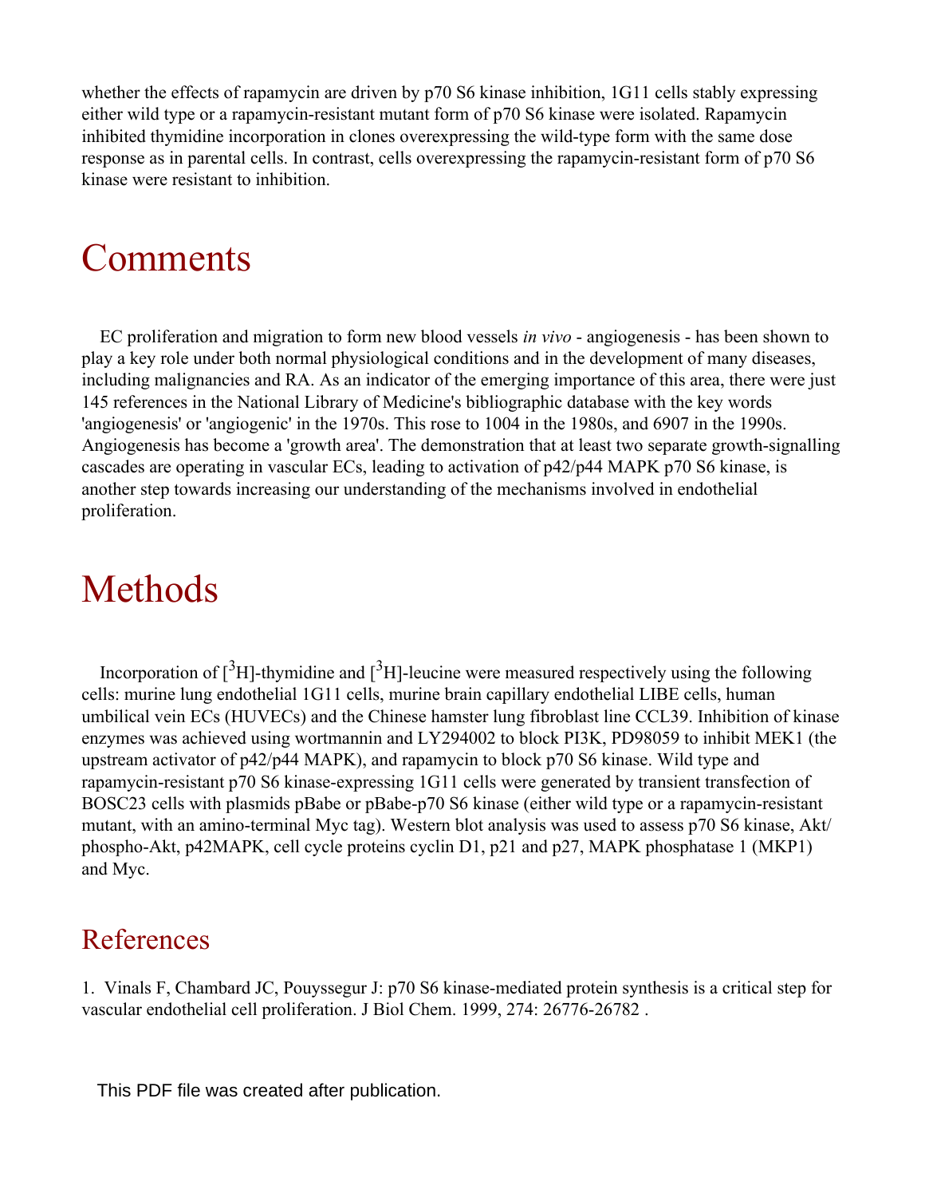whether the effects of rapamycin are driven by p70 S6 kinase inhibition, 1G11 cells stably expressing either wild type or a rapamycin-resistant mutant form of p70 S6 kinase were isolated. Rapamycin inhibited thymidine incorporation in clones overexpressing the wild-type form with the same dose response as in parental cells. In contrast, cells overexpressing the rapamycin-resistant form of p70 S6 kinase were resistant to inhibition.

# Comments

EC proliferation and migration to form new blood vessels *in vivo* - angiogenesis - has been shown to play a key role under both normal physiological conditions and in the development of many diseases, including malignancies and RA. As an indicator of the emerging importance of this area, there were just 145 references in the National Library of Medicine's bibliographic database with the key words 'angiogenesis' or 'angiogenic' in the 1970s. This rose to 1004 in the 1980s, and 6907 in the 1990s. Angiogenesis has become a 'growth area'. The demonstration that at least two separate growth-signalling cascades are operating in vascular ECs, leading to activation of p42/p44 MAPK p70 S6 kinase, is another step towards increasing our understanding of the mechanisms involved in endothelial proliferation.

# Methods

Incorporation of [$^3$H]-thymidine and [$^3$H]-leucine were measured respectively using the following cells: murine lung endothelial 1G11 cells, murine brain capillary endothelial LIBE cells, human umbilical vein ECs (HUVECs) and the Chinese hamster lung fibroblast line CCL39. Inhibition of kinase enzymes was achieved using wortmannin and LY294002 to block PI3K, PD98059 to inhibit MEK1 (the upstream activator of p42/p44 MAPK), and rapamycin to block p70 S6 kinase. Wild type and rapamycin-resistant p70 S6 kinase-expressing 1G11 cells were generated by transient transfection of BOSC23 cells with plasmids pBabe or pBabe-p70 S6 kinase (either wild type or a rapamycin-resistant mutant, with an amino-terminal Myc tag). Western blot analysis was used to assess p70 S6 kinase, Akt/phospho-Akt, p42MAPK, cell cycle proteins cyclin D1, p21 and p27, MAPK phosphatase 1 (MKP1) and Myc.

## References

1. Vinals F, Chambard JC, Pouyssegur J: p70 S6 kinase-mediated protein synthesis is a critical step for vascular endothelial cell proliferation. J Biol Chem. 1999, 274: 26776-26782 .

This PDF file was created after publication.